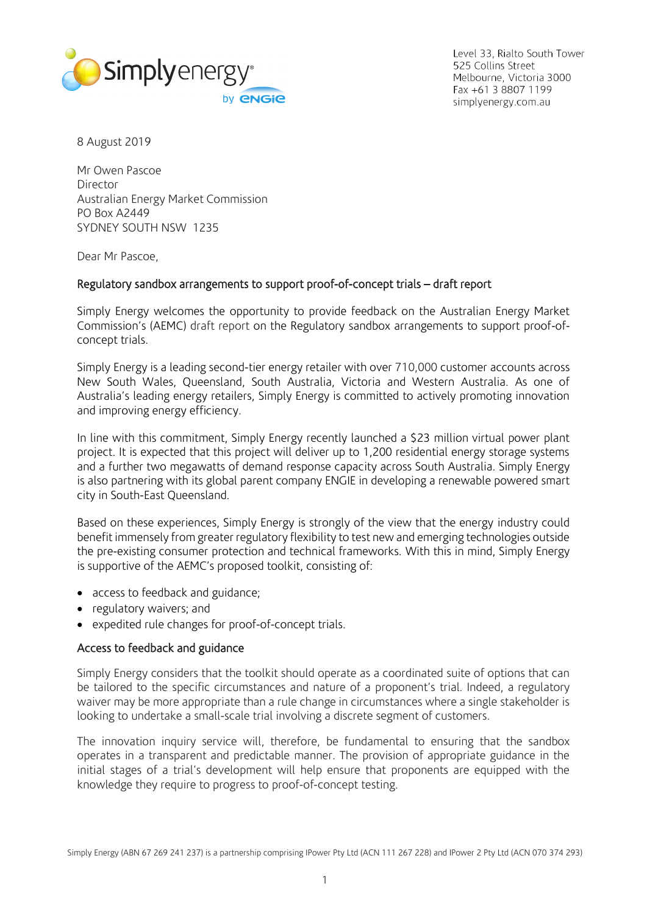Level 33, Rialto South Tower
525 Collins Street
Melbourne, Victoria 3000
Fax +61 3 8807 1199
simplyenergy.com.au

8 August 2019

Mr Owen Pascoe
Director
Australian Energy Market Commission
PO Box A2449
SYDNEY SOUTH NSW 1235

Dear Mr Pascoe,

**Regulatory sandbox arrangements to support proof-of-concept trials – draft report**

Simply Energy welcomes the opportunity to provide feedback on the Australian Energy Market Commission's (AEMC) draft report on the Regulatory sandbox arrangements to support proof-of-concept trials.

Simply Energy is a leading second-tier energy retailer with over 710,000 customer accounts across New South Wales, Queensland, South Australia, Victoria and Western Australia. As one of Australia's leading energy retailers, Simply Energy is committed to actively promoting innovation and improving energy efficiency.

In line with this commitment, Simply Energy recently launched a $23 million virtual power plant project. It is expected that this project will deliver up to 1,200 residential energy storage systems and a further two megawatts of demand response capacity across South Australia. Simply Energy is also partnering with its global parent company ENGIE in developing a renewable powered smart city in South-East Queensland.

Based on these experiences, Simply Energy is strongly of the view that the energy industry could benefit immensely from greater regulatory flexibility to test new and emerging technologies outside the pre-existing consumer protection and technical frameworks. With this in mind, Simply Energy is supportive of the AEMC's proposed toolkit, consisting of:

- access to feedback and guidance;
- regulatory waivers; and
- expedited rule changes for proof-of-concept trials.

**Access to feedback and guidance**

Simply Energy considers that the toolkit should operate as a coordinated suite of options that can be tailored to the specific circumstances and nature of a proponent's trial. Indeed, a regulatory waiver may be more appropriate than a rule change in circumstances where a single stakeholder is looking to undertake a small-scale trial involving a discrete segment of customers.

The innovation inquiry service will, therefore, be fundamental to ensuring that the sandbox operates in a transparent and predictable manner. The provision of appropriate guidance in the initial stages of a trial's development will help ensure that proponents are equipped with the knowledge they require to progress to proof-of-concept testing.

Simply Energy (ABN 67 269 241 237) is a partnership comprising IPower Pty Ltd (ACN 111 267 228) and IPower 2 Pty Ltd (ACN 070 374 293)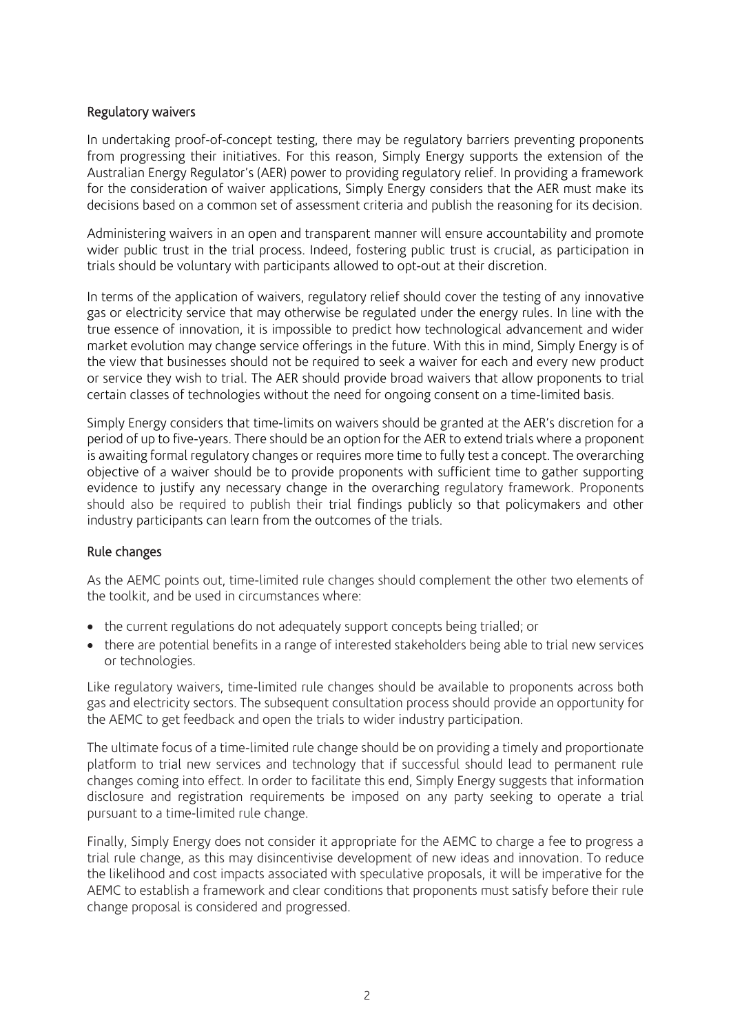## Regulatory waivers

In undertaking proof-of-concept testing, there may be regulatory barriers preventing proponents from progressing their initiatives. For this reason, Simply Energy supports the extension of the Australian Energy Regulator's (AER) power to providing regulatory relief. In providing a framework for the consideration of waiver applications, Simply Energy considers that the AER must make its decisions based on a common set of assessment criteria and publish the reasoning for its decision.

Administering waivers in an open and transparent manner will ensure accountability and promote wider public trust in the trial process. Indeed, fostering public trust is crucial, as participation in trials should be voluntary with participants allowed to opt-out at their discretion.

In terms of the application of waivers, regulatory relief should cover the testing of any innovative gas or electricity service that may otherwise be regulated under the energy rules. In line with the true essence of innovation, it is impossible to predict how technological advancement and wider market evolution may change service offerings in the future. With this in mind, Simply Energy is of the view that businesses should not be required to seek a waiver for each and every new product or service they wish to trial. The AER should provide broad waivers that allow proponents to trial certain classes of technologies without the need for ongoing consent on a time-limited basis.

Simply Energy considers that time-limits on waivers should be granted at the AER's discretion for a period of up to five-years. There should be an option for the AER to extend trials where a proponent is awaiting formal regulatory changes or requires more time to fully test a concept. The overarching objective of a waiver should be to provide proponents with sufficient time to gather supporting evidence to justify any necessary change in the overarching regulatory framework. Proponents should also be required to publish their trial findings publicly so that policymakers and other industry participants can learn from the outcomes of the trials.

## Rule changes

As the AEMC points out, time-limited rule changes should complement the other two elements of the toolkit, and be used in circumstances where:

- the current regulations do not adequately support concepts being trialled; or
- there are potential benefits in a range of interested stakeholders being able to trial new services or technologies.

Like regulatory waivers, time-limited rule changes should be available to proponents across both gas and electricity sectors. The subsequent consultation process should provide an opportunity for the AEMC to get feedback and open the trials to wider industry participation.

The ultimate focus of a time-limited rule change should be on providing a timely and proportionate platform to trial new services and technology that if successful should lead to permanent rule changes coming into effect. In order to facilitate this end, Simply Energy suggests that information disclosure and registration requirements be imposed on any party seeking to operate a trial pursuant to a time-limited rule change.

Finally, Simply Energy does not consider it appropriate for the AEMC to charge a fee to progress a trial rule change, as this may disincentivise development of new ideas and innovation. To reduce the likelihood and cost impacts associated with speculative proposals, it will be imperative for the AEMC to establish a framework and clear conditions that proponents must satisfy before their rule change proposal is considered and progressed.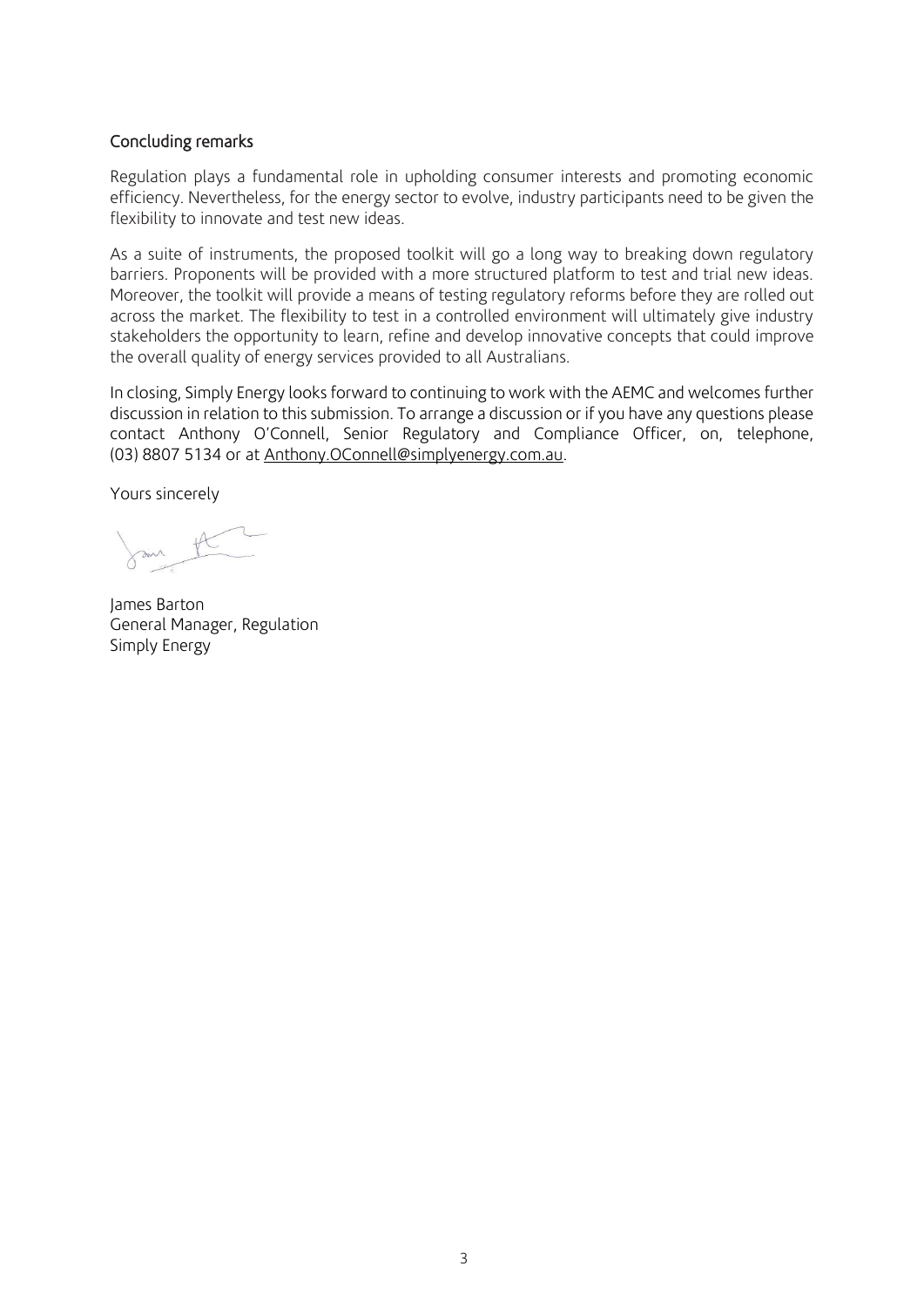## Concluding remarks

Regulation plays a fundamental role in upholding consumer interests and promoting economic efficiency. Nevertheless, for the energy sector to evolve, industry participants need to be given the flexibility to innovate and test new ideas.

As a suite of instruments, the proposed toolkit will go a long way to breaking down regulatory barriers. Proponents will be provided with a more structured platform to test and trial new ideas. Moreover, the toolkit will provide a means of testing regulatory reforms before they are rolled out across the market. The flexibility to test in a controlled environment will ultimately give industry stakeholders the opportunity to learn, refine and develop innovative concepts that could improve the overall quality of energy services provided to all Australians.

In closing, Simply Energy looks forward to continuing to work with the AEMC and welcomes further discussion in relation to this submission. To arrange a discussion or if you have any questions please contact Anthony O'Connell, Senior Regulatory and Compliance Officer, on, telephone, (03) 8807 5134 or at Anthony.OConnell@simplyenergy.com.au.

Yours sincerely

James Barton
General Manager, Regulation
Simply Energy